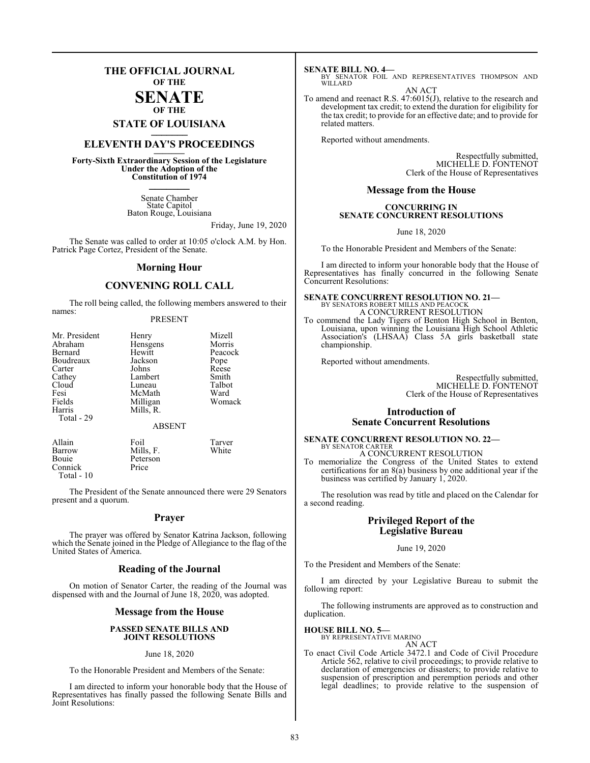# THE OFFICIAL JOURNAL OF THE SENATE OF THE STATE OF LOUISIANA

## ELEVENTH DAY'S PROCEEDINGS

**Forty-Sixth Extraordinary Session of the Legislature Under the Adoption of the Constitution of 1974**

Senate Chamber
State Capitol
Baton Rouge, Louisiana

Friday, June 19, 2020

The Senate was called to order at 10:05 o'clock A.M. by Hon. Patrick Page Cortez, President of the Senate.

## Morning Hour

## CONVENING ROLL CALL

The roll being called, the following members answered to their names:

PRESENT

| | | |
|---|---|---|
| Mr. President | Henry | Mizell |
| Abraham | Hensgens | Morris |
| Bernard | Hewitt | Peacock |
| Boudreaux | Jackson | Pope |
| Carter | Johns | Reese |
| Cathey | Lambert | Smith |
| Cloud | Luneau | Talbot |
| Fesi | McMath | Ward |
| Fields | Milligan | Womack |
| Harris | Mills, R. | |

Total - 29

ABSENT

| | | |
|---|---|---|
| Allain | Foil | Tarver |
| Barrow | Mills, F. | White |
| Bouie | Peterson | |
| Connick | Price | |

Total - 10

The President of the Senate announced there were 29 Senators present and a quorum.

## Prayer

The prayer was offered by Senator Katrina Jackson, following which the Senate joined in the Pledge of Allegiance to the flag of the United States of America.

## Reading of the Journal

On motion of Senator Carter, the reading of the Journal was dispensed with and the Journal of June 18, 2020, was adopted.

## Message from the House

**PASSED SENATE BILLS AND JOINT RESOLUTIONS**

June 18, 2020

To the Honorable President and Members of the Senate:

I am directed to inform your honorable body that the House of Representatives has finally passed the following Senate Bills and Joint Resolutions:

**SENATE BILL NO. 4—**
BY SENATOR FOIL AND REPRESENTATIVES THOMPSON AND WILLARD

AN ACT

To amend and reenact R.S. 47:6015(J), relative to the research and development tax credit; to extend the duration for eligibility for the tax credit; to provide for an effective date; and to provide for related matters.

Reported without amendments.

Respectfully submitted,
MICHELLE D. FONTENOT
Clerk of the House of Representatives

## Message from the House

**CONCURRING IN SENATE CONCURRENT RESOLUTIONS**

June 18, 2020

To the Honorable President and Members of the Senate:

I am directed to inform your honorable body that the House of Representatives has finally concurred in the following Senate Concurrent Resolutions:

**SENATE CONCURRENT RESOLUTION NO. 21—**
BY SENATORS ROBERT MILLS AND PEACOCK

A CONCURRENT RESOLUTION

To commend the Lady Tigers of Benton High School in Benton, Louisiana, upon winning the Louisiana High School Athletic Association's (LHSAA) Class 5A girls basketball state championship.

Reported without amendments.

Respectfully submitted,
MICHELLE D. FONTENOT
Clerk of the House of Representatives

## Introduction of Senate Concurrent Resolutions

**SENATE CONCURRENT RESOLUTION NO. 22—**
BY SENATOR CARTER

A CONCURRENT RESOLUTION

To memorialize the Congress of the United States to extend certifications for an 8(a) business by one additional year if the business was certified by January 1, 2020.

The resolution was read by title and placed on the Calendar for a second reading.

## Privileged Report of the Legislative Bureau

June 19, 2020

To the President and Members of the Senate:

I am directed by your Legislative Bureau to submit the following report:

The following instruments are approved as to construction and duplication.

**HOUSE BILL NO. 5—**
BY REPRESENTATIVE MARINO

AN ACT

To enact Civil Code Article 3472.1 and Code of Civil Procedure Article 562, relative to civil proceedings; to provide relative to declaration of emergencies or disasters; to provide relative to suspension of prescription and peremption periods and other legal deadlines; to provide relative to the suspension of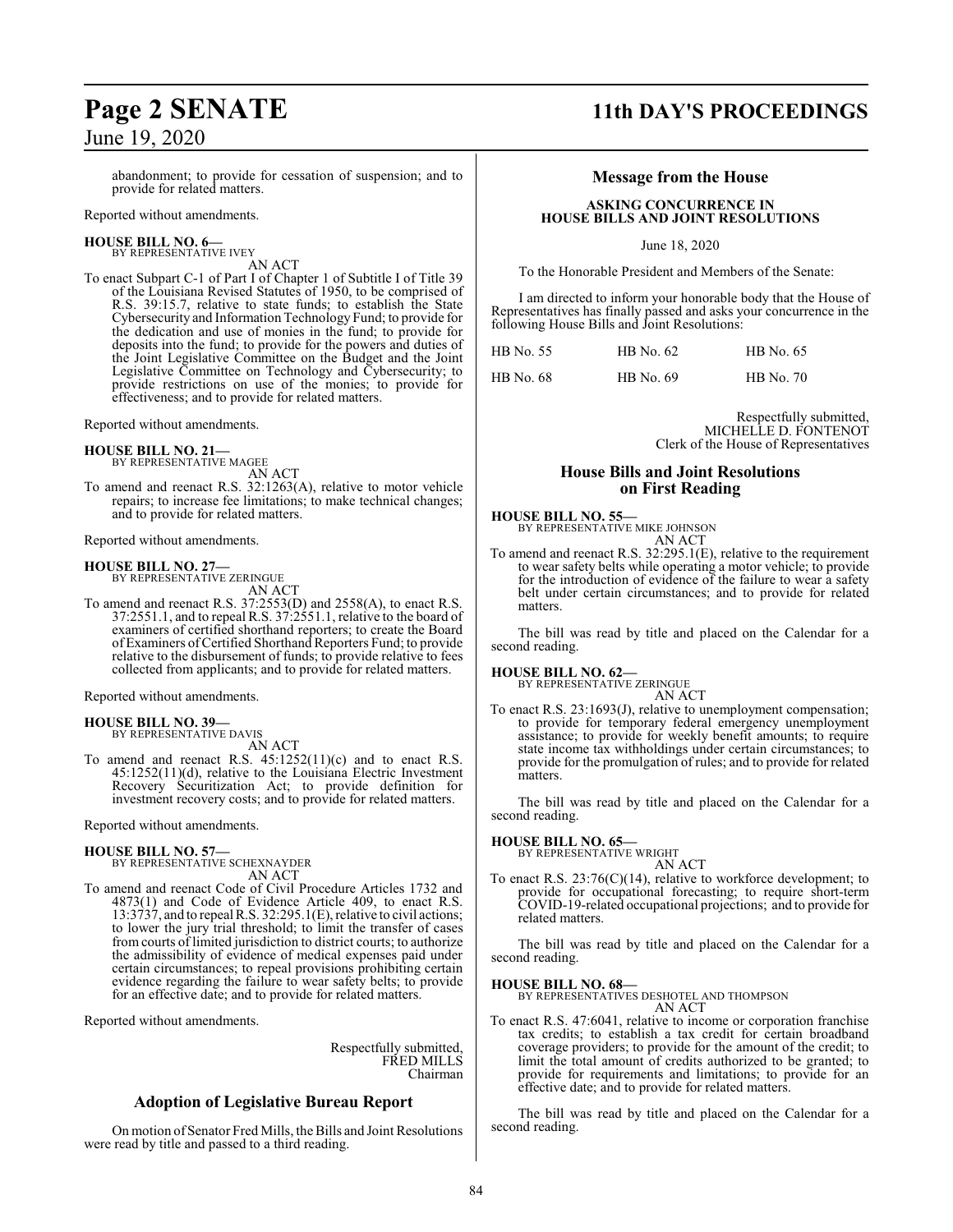abandonment; to provide for cessation of suspension; and to provide for related matters.

Reported without amendments.

**HOUSE BILL NO. 6—**
BY REPRESENTATIVE IVEY

AN ACT

To enact Subpart C-1 of Part I of Chapter 1 of Subtitle I of Title 39 of the Louisiana Revised Statutes of 1950, to be comprised of R.S. 39:15.7, relative to state funds; to establish the State Cybersecurity and Information Technology Fund; to provide for the dedication and use of monies in the fund; to provide for deposits into the fund; to provide for the powers and duties of the Joint Legislative Committee on the Budget and the Joint Legislative Committee on Technology and Cybersecurity; to provide restrictions on use of the monies; to provide for effectiveness; and to provide for related matters.

Reported without amendments.

**HOUSE BILL NO. 21—**
BY REPRESENTATIVE MAGEE

AN ACT

To amend and reenact R.S. 32:1263(A), relative to motor vehicle repairs; to increase fee limitations; to make technical changes; and to provide for related matters.

Reported without amendments.

**HOUSE BILL NO. 27—**
BY REPRESENTATIVE ZERINGUE

AN ACT

To amend and reenact R.S. 37:2553(D) and 2558(A), to enact R.S. 37:2551.1, and to repeal R.S. 37:2551.1, relative to the board of examiners of certified shorthand reporters; to create the Board of Examiners of Certified Shorthand Reporters Fund; to provide relative to the disbursement of funds; to provide relative to fees collected from applicants; and to provide for related matters.

Reported without amendments.

**HOUSE BILL NO. 39—**
BY REPRESENTATIVE DAVIS

AN ACT

To amend and reenact R.S. 45:1252(11)(c) and to enact R.S. 45:1252(11)(d), relative to the Louisiana Electric Investment Recovery Securitization Act; to provide definition for investment recovery costs; and to provide for related matters.

Reported without amendments.

**HOUSE BILL NO. 57—**
BY REPRESENTATIVE SCHEXNAYDER

AN ACT

To amend and reenact Code of Civil Procedure Articles 1732 and 4873(1) and Code of Evidence Article 409, to enact R.S. 13:3737, and to repeal R.S. 32:295.1(E), relative to civil actions; to lower the jury trial threshold; to limit the transfer of cases from courts of limited jurisdiction to district courts; to authorize the admissibility of evidence of medical expenses paid under certain circumstances; to repeal provisions prohibiting certain evidence regarding the failure to wear safety belts; to provide for an effective date; and to provide for related matters.

Reported without amendments.

Respectfully submitted,
FRED MILLS
Chairman

## Adoption of Legislative Bureau Report

On motion of Senator Fred Mills, the Bills and Joint Resolutions were read by title and passed to a third reading.

## Message from the House

### ASKING CONCURRENCE IN HOUSE BILLS AND JOINT RESOLUTIONS

June 18, 2020

To the Honorable President and Members of the Senate:

I am directed to inform your honorable body that the House of Representatives has finally passed and asks your concurrence in the following House Bills and Joint Resolutions:

| HB No. 55 | HB No. 62 | HB No. 65 |
|---|---|---|
| HB No. 68 | HB No. 69 | HB No. 70 |

Respectfully submitted,
MICHELLE D. FONTENOT
Clerk of the House of Representatives

## House Bills and Joint Resolutions on First Reading

**HOUSE BILL NO. 55—**
BY REPRESENTATIVE MIKE JOHNSON

AN ACT

To amend and reenact R.S. 32:295.1(E), relative to the requirement to wear safety belts while operating a motor vehicle; to provide for the introduction of evidence of the failure to wear a safety belt under certain circumstances; and to provide for related matters.

The bill was read by title and placed on the Calendar for a second reading.

**HOUSE BILL NO. 62—**
BY REPRESENTATIVE ZERINGUE

AN ACT

To enact R.S. 23:1693(J), relative to unemployment compensation; to provide for temporary federal emergency unemployment assistance; to provide for weekly benefit amounts; to require state income tax withholdings under certain circumstances; to provide for the promulgation of rules; and to provide for related matters.

The bill was read by title and placed on the Calendar for a second reading.

**HOUSE BILL NO. 65—**
BY REPRESENTATIVE WRIGHT

AN ACT

To enact R.S. 23:76(C)(14), relative to workforce development; to provide for occupational forecasting; to require short-term COVID-19-related occupational projections; and to provide for related matters.

The bill was read by title and placed on the Calendar for a second reading.

**HOUSE BILL NO. 68—**
BY REPRESENTATIVES DESHOTEL AND THOMPSON

AN ACT

To enact R.S. 47:6041, relative to income or corporation franchise tax credits; to establish a tax credit for certain broadband coverage providers; to provide for the amount of the credit; to limit the total amount of credits authorized to be granted; to provide for requirements and limitations; to provide for an effective date; and to provide for related matters.

The bill was read by title and placed on the Calendar for a second reading.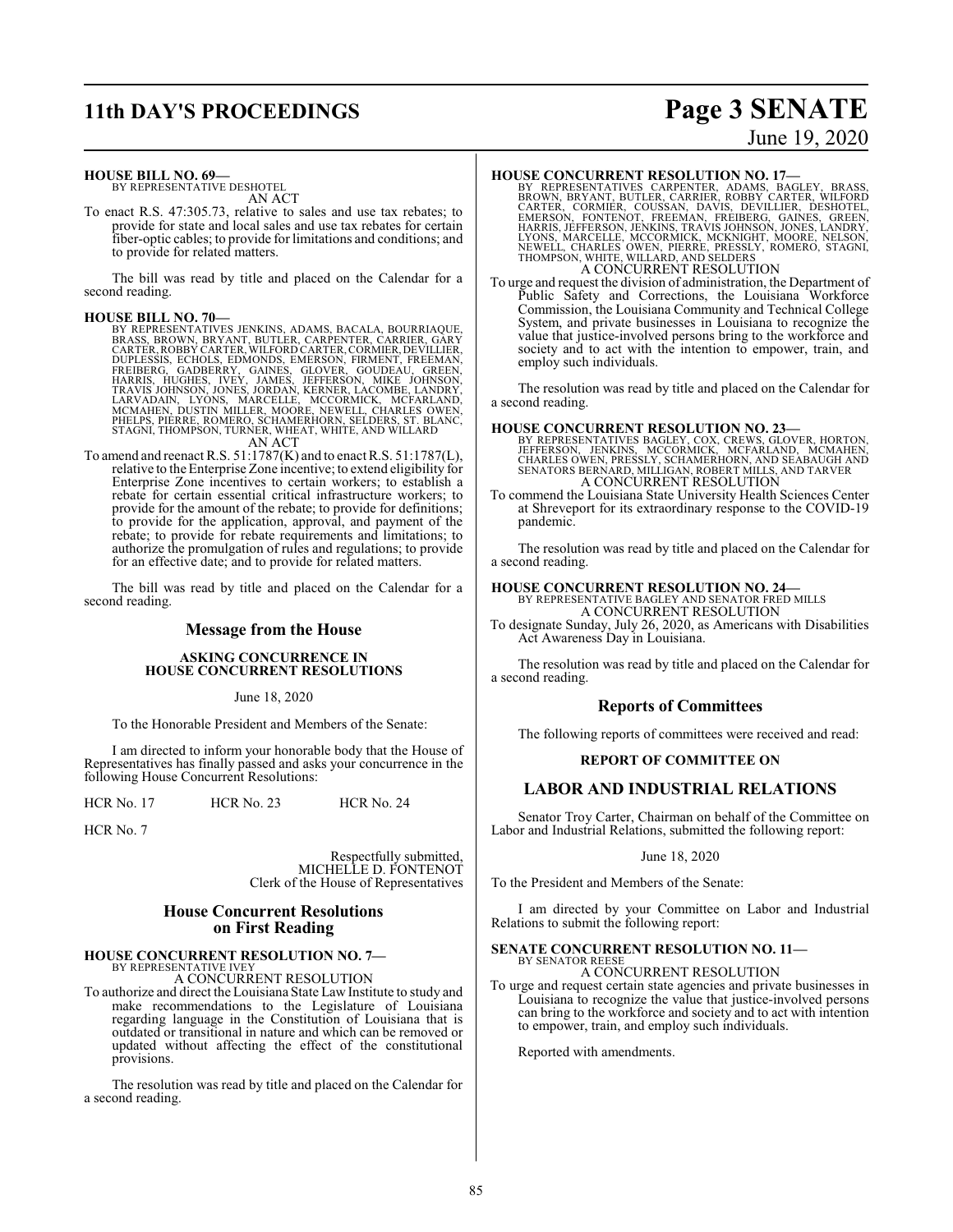**HOUSE BILL NO. 69—**
BY REPRESENTATIVE DESHOTEL
AN ACT

To enact R.S. 47:305.73, relative to sales and use tax rebates; to provide for state and local sales and use tax rebates for certain fiber-optic cables; to provide for limitations and conditions; and to provide for related matters.

The bill was read by title and placed on the Calendar for a second reading.

**HOUSE BILL NO. 70—**
BY REPRESENTATIVES JENKINS, ADAMS, BACALA, BOURRIAQUE, BRASS, BROWN, BRYANT, BUTLER, CARPENTER, CARRIER, GARY CARTER, ROBBY CARTER, WILFORD CARTER, CORMIER, DEVILLIER, DUPLESSIS, ECHOLS, EDMONDS, EMERSON, FIRMENT, FREEMAN, FREIBERG, GADBERRY, GAINES, GLOVER, GOUDEAU, GREEN, HARRIS, HUGHES, IVEY, JAMES, JEFFERSON, MIKE JOHNSON, TRAVIS JOHNSON, JONES, JORDAN, KERNER, LACOMBE, LANDRY, LARVADAIN, LYONS, MARCELLE, MCCORMICK, MCFARLAND, MCMAHEN, DUSTIN MILLER, MOORE, NEWELL, CHARLES OWEN, PHELPS, PIERRE, ROMERO, SCHAMERHORN, SELDERS, ST. BLANC, STAGNI, THOMPSON, TURNER, WHEAT, WHITE, AND WILLARD
AN ACT

To amend and reenact R.S. 51:1787(K) and to enact R.S. 51:1787(L), relative to the Enterprise Zone incentive; to extend eligibility for Enterprise Zone incentives to certain workers; to establish a rebate for certain essential critical infrastructure workers; to provide for the amount of the rebate; to provide for definitions; to provide for the application, approval, and payment of the rebate; to provide for rebate requirements and limitations; to authorize the promulgation of rules and regulations; to provide for an effective date; and to provide for related matters.

The bill was read by title and placed on the Calendar for a second reading.

## Message from the House

### ASKING CONCURRENCE IN HOUSE CONCURRENT RESOLUTIONS

June 18, 2020

To the Honorable President and Members of the Senate:

I am directed to inform your honorable body that the House of Representatives has finally passed and asks your concurrence in the following House Concurrent Resolutions:

HCR No. 17 HCR No. 23 HCR No. 24

HCR No. 7

Respectfully submitted,
MICHELLE D. FONTENOT
Clerk of the House of Representatives

## House Concurrent Resolutions on First Reading

**HOUSE CONCURRENT RESOLUTION NO. 7—**
BY REPRESENTATIVE IVEY
A CONCURRENT RESOLUTION

To authorize and direct the Louisiana State Law Institute to study and make recommendations to the Legislature of Louisiana regarding language in the Constitution of Louisiana that is outdated or transitional in nature and which can be removed or updated without affecting the effect of the constitutional provisions.

The resolution was read by title and placed on the Calendar for a second reading.

**HOUSE CONCURRENT RESOLUTION NO. 17—**
BY REPRESENTATIVES CARPENTER, ADAMS, BAGLEY, BRASS, BROWN, BRYANT, BUTLER, CARRIER, ROBBY CARTER, WILFORD CARTER, CORMIER, COUSSAN, DAVIS, DEVILLIER, DESHOTEL, EMERSON, FONTENOT, FREEMAN, FREIBERG, GAINES, GREEN, HARRIS, JEFFERSON, JENKINS, TRAVIS JOHNSON, JONES, LANDRY, LYONS, MARCELLE, MCCORMICK, MCKNIGHT, MOORE, NELSON, NEWELL, CHARLES OWEN, PIERRE, PRESSLY, ROMERO, STAGNI, THOMPSON, WHITE, WILLARD, AND SELDERS
A CONCURRENT RESOLUTION

To urge and request the division of administration, the Department of Public Safety and Corrections, the Louisiana Workforce Commission, the Louisiana Community and Technical College System, and private businesses in Louisiana to recognize the value that justice-involved persons bring to the workforce and society and to act with the intention to empower, train, and employ such individuals.

The resolution was read by title and placed on the Calendar for a second reading.

**HOUSE CONCURRENT RESOLUTION NO. 23—**
BY REPRESENTATIVES BAGLEY, COX, CREWS, GLOVER, HORTON, JEFFERSON, JENKINS, MCCORMICK, MCFARLAND, MCMAHEN, CHARLES OWEN, PRESSLY, SCHAMERHORN, AND SEABAUGH AND SENATORS BERNARD, MILLIGAN, ROBERT MILLS, AND TARVER
A CONCURRENT RESOLUTION

To commend the Louisiana State University Health Sciences Center at Shreveport for its extraordinary response to the COVID-19 pandemic.

The resolution was read by title and placed on the Calendar for a second reading.

**HOUSE CONCURRENT RESOLUTION NO. 24—**
BY REPRESENTATIVE BAGLEY AND SENATOR FRED MILLS
A CONCURRENT RESOLUTION

To designate Sunday, July 26, 2020, as Americans with Disabilities Act Awareness Day in Louisiana.

The resolution was read by title and placed on the Calendar for a second reading.

## Reports of Committees

The following reports of committees were received and read:

### REPORT OF COMMITTEE ON

## LABOR AND INDUSTRIAL RELATIONS

Senator Troy Carter, Chairman on behalf of the Committee on Labor and Industrial Relations, submitted the following report:

June 18, 2020

To the President and Members of the Senate:

I am directed by your Committee on Labor and Industrial Relations to submit the following report:

**SENATE CONCURRENT RESOLUTION NO. 11—**
BY SENATOR REESE
A CONCURRENT RESOLUTION

To urge and request certain state agencies and private businesses in Louisiana to recognize the value that justice-involved persons can bring to the workforce and society and to act with intention to empower, train, and employ such individuals.

Reported with amendments.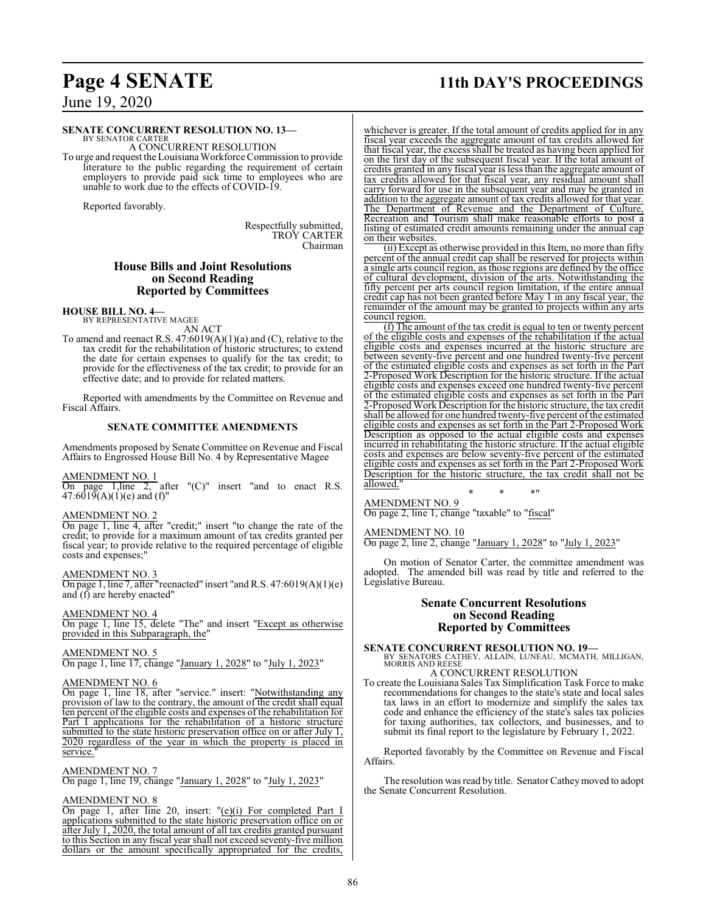**SENATE CONCURRENT RESOLUTION NO. 13—**
BY SENATOR CARTER
A CONCURRENT RESOLUTION

To urge and request the Louisiana Workforce Commission to provide literature to the public regarding the requirement of certain employers to provide paid sick time to employees who are unable to work due to the effects of COVID-19.

Reported favorably.

Respectfully submitted,
TROY CARTER
Chairman

## House Bills and Joint Resolutions on Second Reading Reported by Committees

**HOUSE BILL NO. 4—**
BY REPRESENTATIVE MAGEE
AN ACT

To amend and reenact R.S. 47:6019(A)(1)(a) and (C), relative to the tax credit for the rehabilitation of historic structures; to extend the date for certain expenses to qualify for the tax credit; to provide for the effectiveness of the tax credit; to provide for an effective date; and to provide for related matters.

Reported with amendments by the Committee on Revenue and Fiscal Affairs.

### SENATE COMMITTEE AMENDMENTS

Amendments proposed by Senate Committee on Revenue and Fiscal Affairs to Engrossed House Bill No. 4 by Representative Magee

AMENDMENT NO. 1
On page 1,line 2, after "(C)" insert "and to enact R.S. 47:6019(A)(1)(e) and (f)"

AMENDMENT NO. 2
On page 1, line 4, after "credit;" insert "to change the rate of the credit; to provide for a maximum amount of tax credits granted per fiscal year; to provide relative to the required percentage of eligible costs and expenses;"

AMENDMENT NO. 3
On page 1, line 7, after "reenacted" insert "and R.S. 47:6019(A)(1)(e) and (f) are hereby enacted"

AMENDMENT NO. 4
On page 1, line 15, delete "The" and insert "Except as otherwise provided in this Subparagraph, the"

AMENDMENT NO. 5
On page 1, line 17, change "January 1, 2028" to "July 1, 2023"

AMENDMENT NO. 6
On page 1, line 18, after "service." insert: "Notwithstanding any provision of law to the contrary, the amount of the credit shall equal ten percent of the eligible costs and expenses of the rehabilitation for Part I applications for the rehabilitation of a historic structure submitted to the state historic preservation office on or after July 1, 2020 regardless of the year in which the property is placed in service."

AMENDMENT NO. 7
On page 1, line 19, change "January 1, 2028" to "July 1, 2023"

AMENDMENT NO. 8
On page 1, after line 20, insert: "(e)(i) For completed Part I applications submitted to the state historic preservation office on or after July 1, 2020, the total amount of all tax credits granted pursuant to this Section in any fiscal year shall not exceed seventy-five million dollars or the amount specifically appropriated for the credits, whichever is greater. If the total amount of credits applied for in any fiscal year exceeds the aggregate amount of tax credits allowed for that fiscal year, the excess shall be treated as having been applied for on the first day of the subsequent fiscal year. If the total amount of credits granted in any fiscal year is less than the aggregate amount of tax credits allowed for that fiscal year, any residual amount shall carry forward for use in the subsequent year and may be granted in addition to the aggregate amount of tax credits allowed for that year. The Department of Revenue and the Department of Culture, Recreation and Tourism shall make reasonable efforts to post a listing of estimated credit amounts remaining under the annual cap on their websites.

(ii) Except as otherwise provided in this Item, no more than fifty percent of the annual credit cap shall be reserved for projects within a single arts council region, as those regions are defined by the office of cultural development, division of the arts. Notwithstanding the fifty percent per arts council region limitation, if the entire annual credit cap has not been granted before May 1 in any fiscal year, the remainder of the amount may be granted to projects within any arts council region.

(f) The amount of the tax credit is equal to ten or twenty percent of the eligible costs and expenses of the rehabilitation if the actual eligible costs and expenses incurred at the historic structure are between seventy-five percent and one hundred twenty-five percent of the estimated eligible costs and expenses as set forth in the Part 2-Proposed Work Description for the historic structure. If the actual eligible costs and expenses exceed one hundred twenty-five percent of the estimated eligible costs and expenses as set forth in the Part 2-Proposed Work Description for the historic structure, the tax credit shall be allowed for one hundred twenty-five percent of the estimated eligible costs and expenses as set forth in the Part 2-Proposed Work Description as opposed to the actual eligible costs and expenses incurred in rehabilitating the historic structure. If the actual eligible costs and expenses are below seventy-five percent of the estimated eligible costs and expenses as set forth in the Part 2-Proposed Work Description for the historic structure, the tax credit shall not be allowed."

\* \* \*"

AMENDMENT NO. 9
On page 2, line 1, change "taxable" to "fiscal"

AMENDMENT NO. 10
On page 2, line 2, change "January 1, 2028" to "July 1, 2023"

On motion of Senator Carter, the committee amendment was adopted. The amended bill was read by title and referred to the Legislative Bureau.

## Senate Concurrent Resolutions on Second Reading Reported by Committees

**SENATE CONCURRENT RESOLUTION NO. 19—**
BY SENATORS CATHEY, ALLAIN, LUNEAU, MCMATH, MILLIGAN, MORRIS AND REESE
A CONCURRENT RESOLUTION

To create the Louisiana Sales Tax Simplification Task Force to make recommendations for changes to the state's state and local sales tax laws in an effort to modernize and simplify the sales tax code and enhance the efficiency of the state's sales tax policies for taxing authorities, tax collectors, and businesses, and to submit its final report to the legislature by February 1, 2022.

Reported favorably by the Committee on Revenue and Fiscal Affairs.

The resolution was read by title. Senator Cathey moved to adopt the Senate Concurrent Resolution.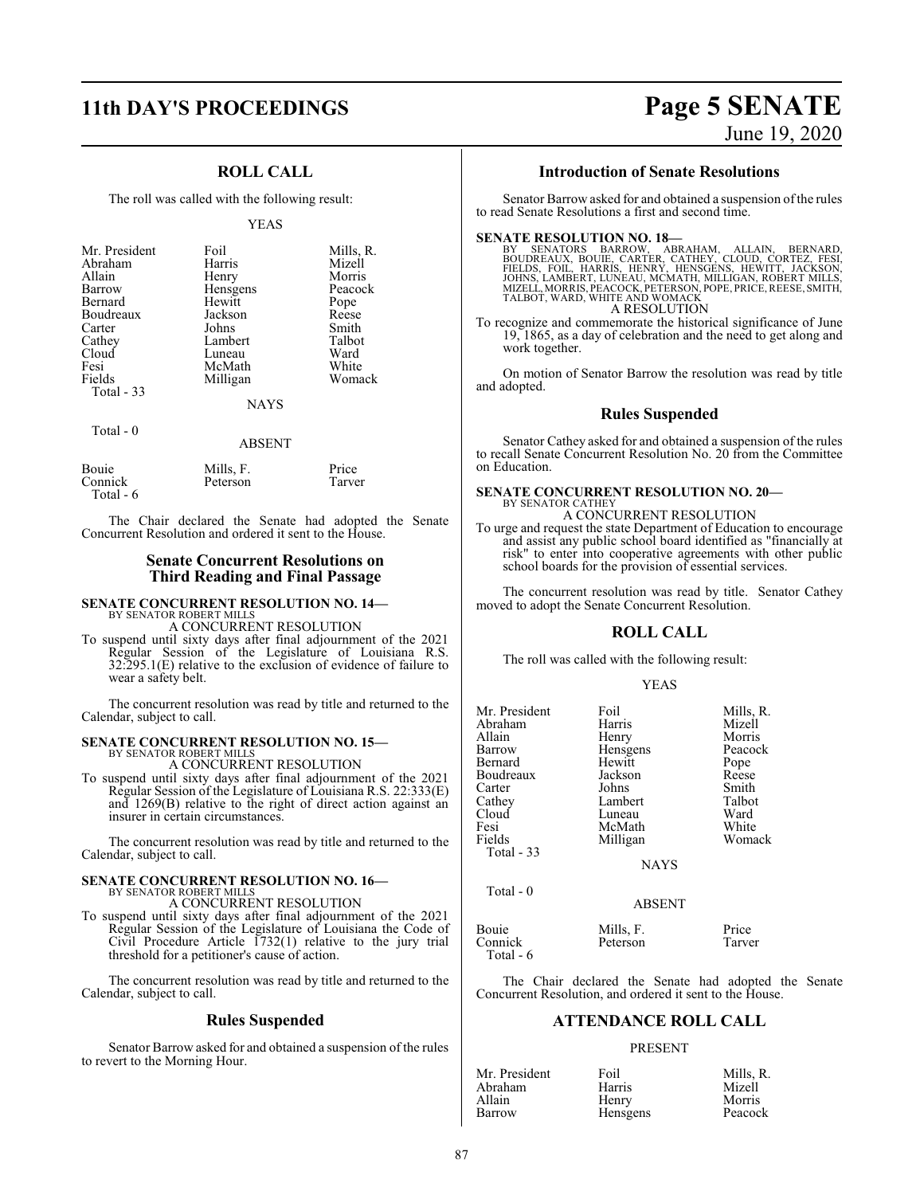## ROLL CALL

The roll was called with the following result:

YEAS

| | | |
|---|---|---|
| Mr. President | Foil | Mills, R. |
| Abraham | Harris | Mizell |
| Allain | Henry | Morris |
| Barrow | Hensgens | Peacock |
| Bernard | Hewitt | Pope |
| Boudreaux | Jackson | Reese |
| Carter | Johns | Smith |
| Cathey | Lambert | Talbot |
| Cloud | Luneau | Ward |
| Fesi | McMath | White |
| Fields | Milligan | Womack |
| Total - 33 | | |

NAYS

Total - 0

ABSENT

| | | |
|---|---|---|
| Bouie | Mills, F. | Price |
| Connick | Peterson | Tarver |
| Total - 6 | | |

The Chair declared the Senate had adopted the Senate Concurrent Resolution and ordered it sent to the House.

## Senate Concurrent Resolutions on Third Reading and Final Passage

**SENATE CONCURRENT RESOLUTION NO. 14—**
BY SENATOR ROBERT MILLS
A CONCURRENT RESOLUTION

To suspend until sixty days after final adjournment of the 2021 Regular Session of the Legislature of Louisiana R.S. 32:295.1(E) relative to the exclusion of evidence of failure to wear a safety belt.

The concurrent resolution was read by title and returned to the Calendar, subject to call.

**SENATE CONCURRENT RESOLUTION NO. 15—**
BY SENATOR ROBERT MILLS
A CONCURRENT RESOLUTION

To suspend until sixty days after final adjournment of the 2021 Regular Session of the Legislature of Louisiana R.S. 22:333(E) and 1269(B) relative to the right of direct action against an insurer in certain circumstances.

The concurrent resolution was read by title and returned to the Calendar, subject to call.

**SENATE CONCURRENT RESOLUTION NO. 16—**
BY SENATOR ROBERT MILLS
A CONCURRENT RESOLUTION

To suspend until sixty days after final adjournment of the 2021 Regular Session of the Legislature of Louisiana the Code of Civil Procedure Article 1732(1) relative to the jury trial threshold for a petitioner's cause of action.

The concurrent resolution was read by title and returned to the Calendar, subject to call.

## Rules Suspended

Senator Barrow asked for and obtained a suspension of the rules to revert to the Morning Hour.

## Introduction of Senate Resolutions

Senator Barrow asked for and obtained a suspension of the rules to read Senate Resolutions a first and second time.

**SENATE RESOLUTION NO. 18—**
BY SENATORS BARROW, ABRAHAM, ALLAIN, BERNARD, BOUDREAUX, BOUIE, CARTER, CATHEY, CLOUD, CORTEZ, FESI, FIELDS, FOIL, HARRIS, HENRY, HENSGENS, HEWITT, JACKSON, JOHNS, LAMBERT, LUNEAU, MCMATH, MILLIGAN, ROBERT MILLS, MIZELL, MORRIS, PEACOCK, PETERSON, POPE, PRICE, REESE, SMITH, TALBOT, WARD, WHITE AND WOMACK
A RESOLUTION

To recognize and commemorate the historical significance of June 19, 1865, as a day of celebration and the need to get along and work together.

On motion of Senator Barrow the resolution was read by title and adopted.

## Rules Suspended

Senator Cathey asked for and obtained a suspension of the rules to recall Senate Concurrent Resolution No. 20 from the Committee on Education.

**SENATE CONCURRENT RESOLUTION NO. 20—**
BY SENATOR CATHEY
A CONCURRENT RESOLUTION

To urge and request the state Department of Education to encourage and assist any public school board identified as "financially at risk" to enter into cooperative agreements with other public school boards for the provision of essential services.

The concurrent resolution was read by title. Senator Cathey moved to adopt the Senate Concurrent Resolution.

## ROLL CALL

The roll was called with the following result:

YEAS

| | | |
|---|---|---|
| Mr. President | Foil | Mills, R. |
| Abraham | Harris | Mizell |
| Allain | Henry | Morris |
| Barrow | Hensgens | Peacock |
| Bernard | Hewitt | Pope |
| Boudreaux | Jackson | Reese |
| Carter | Johns | Smith |
| Cathey | Lambert | Talbot |
| Cloud | Luneau | Ward |
| Fesi | McMath | White |
| Fields | Milligan | Womack |
| Total - 33 | | |

NAYS

Total - 0

ABSENT

| | | |
|---|---|---|
| Bouie | Mills, F. | Price |
| Connick | Peterson | Tarver |
| Total - 6 | | |

The Chair declared the Senate had adopted the Senate Concurrent Resolution, and ordered it sent to the House.

## ATTENDANCE ROLL CALL

PRESENT

| | | |
|---|---|---|
| Mr. President | Foil | Mills, R. |
| Abraham | Harris | Mizell |
| Allain | Henry | Morris |
| Barrow | Hensgens | Peacock |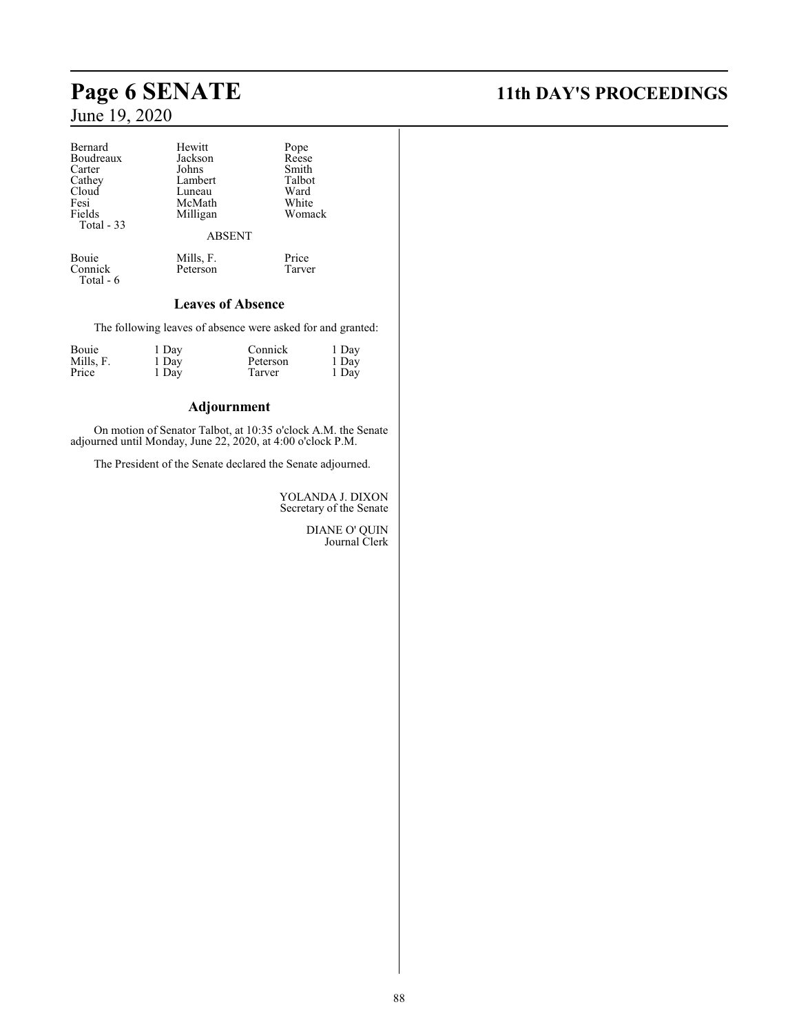| | | |
|---|---|---|
| Bernard | Hewitt | Pope |
| Boudreaux | Jackson | Reese |
| Carter | Johns | Smith |
| Cathey | Lambert | Talbot |
| Cloud | Luneau | Ward |
| Fesi | McMath | White |
| Fields | Milligan | Womack |

Total - 33

ABSENT

| | | |
|---|---|---|
| Bouie | Mills, F. | Price |
| Connick | Peterson | Tarver |

Total - 6

## Leaves of Absence

The following leaves of absence were asked for and granted:

| | | | |
|---|---|---|---|
| Bouie | 1 Day | Connick | 1 Day |
| Mills, F. | 1 Day | Peterson | 1 Day |
| Price | 1 Day | Tarver | 1 Day |

## Adjournment

On motion of Senator Talbot, at 10:35 o'clock A.M. the Senate adjourned until Monday, June 22, 2020, at 4:00 o'clock P.M.

The President of the Senate declared the Senate adjourned.

YOLANDA J. DIXON
Secretary of the Senate

DIANE O' QUIN
Journal Clerk